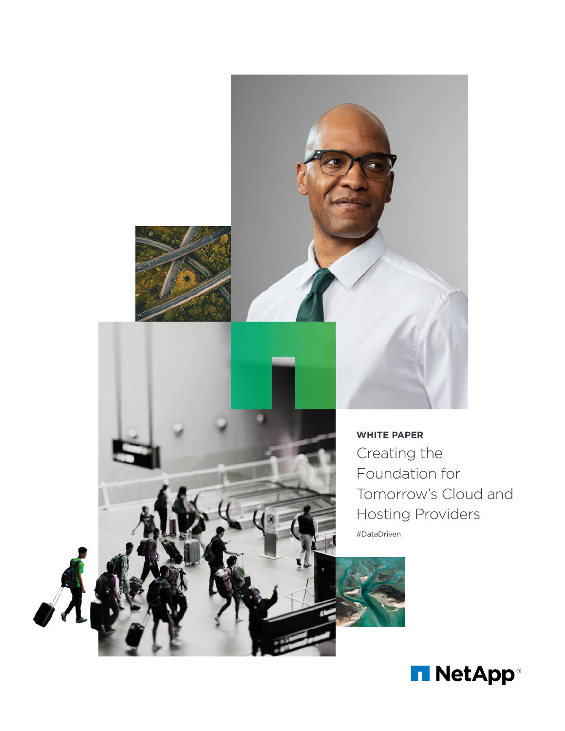**WHITE PAPER**

# Creating the Foundation for Tomorrow's Cloud and Hosting Providers

#DataDriven

NetApp®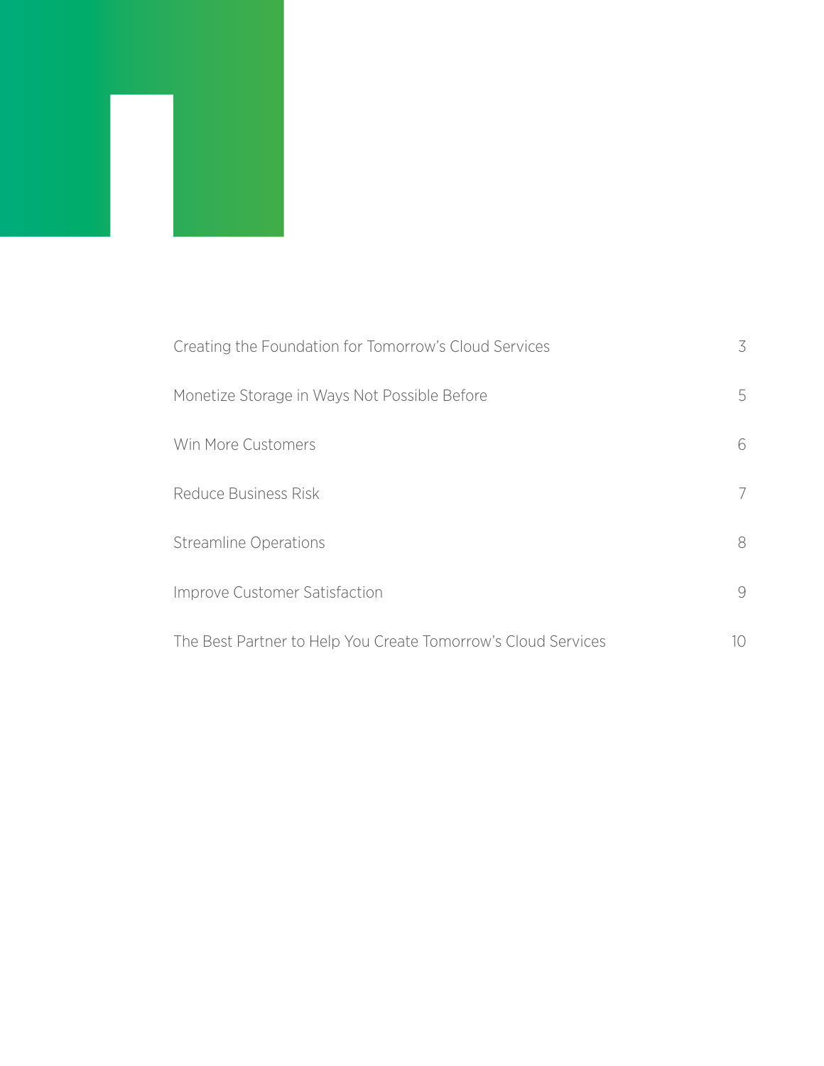| | |
|---|---|
| Creating the Foundation for Tomorrow's Cloud Services | 3 |
| Monetize Storage in Ways Not Possible Before | 5 |
| Win More Customers | 6 |
| Reduce Business Risk | 7 |
| Streamline Operations | 8 |
| Improve Customer Satisfaction | 9 |
| The Best Partner to Help You Create Tomorrow's Cloud Services | 10 |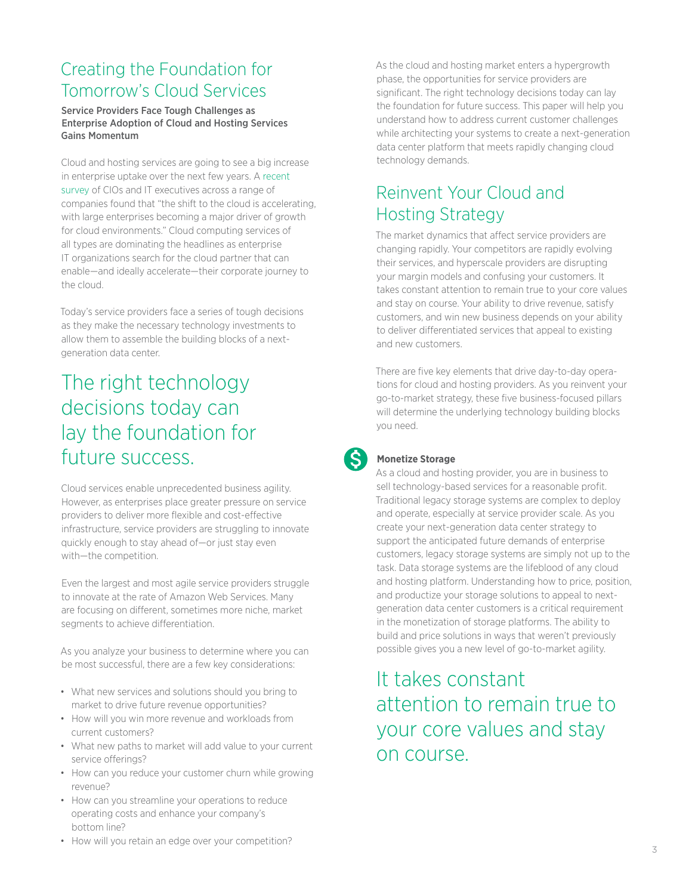## Creating the Foundation for Tomorrow's Cloud Services

**Service Providers Face Tough Challenges as Enterprise Adoption of Cloud and Hosting Services Gains Momentum**

Cloud and hosting services are going to see a big increase in enterprise uptake over the next few years. A recent survey of CIOs and IT executives across a range of companies found that "the shift to the cloud is accelerating, with large enterprises becoming a major driver of growth for cloud environments." Cloud computing services of all types are dominating the headlines as enterprise IT organizations search for the cloud partner that can enable—and ideally accelerate—their corporate journey to the cloud.

Today's service providers face a series of tough decisions as they make the necessary technology investments to allow them to assemble the building blocks of a next-generation data center.

> The right technology decisions today can lay the foundation for future success.

Cloud services enable unprecedented business agility. However, as enterprises place greater pressure on service providers to deliver more flexible and cost-effective infrastructure, service providers are struggling to innovate quickly enough to stay ahead of—or just stay even with—the competition.

Even the largest and most agile service providers struggle to innovate at the rate of Amazon Web Services. Many are focusing on different, sometimes more niche, market segments to achieve differentiation.

As you analyze your business to determine where you can be most successful, there are a few key considerations:

- What new services and solutions should you bring to market to drive future revenue opportunities?
- How will you win more revenue and workloads from current customers?
- What new paths to market will add value to your current service offerings?
- How can you reduce your customer churn while growing revenue?
- How can you streamline your operations to reduce operating costs and enhance your company's bottom line?
- How will you retain an edge over your competition?

As the cloud and hosting market enters a hypergrowth phase, the opportunities for service providers are significant. The right technology decisions today can lay the foundation for future success. This paper will help you understand how to address current customer challenges while architecting your systems to create a next-generation data center platform that meets rapidly changing cloud technology demands.

## Reinvent Your Cloud and Hosting Strategy

The market dynamics that affect service providers are changing rapidly. Your competitors are rapidly evolving their services, and hyperscale providers are disrupting your margin models and confusing your customers. It takes constant attention to remain true to your core values and stay on course. Your ability to drive revenue, satisfy customers, and win new business depends on your ability to deliver differentiated services that appeal to existing and new customers.

There are five key elements that drive day-to-day operations for cloud and hosting providers. As you reinvent your go-to-market strategy, these five business-focused pillars will determine the underlying technology building blocks you need.

### Monetize Storage

As a cloud and hosting provider, you are in business to sell technology-based services for a reasonable profit. Traditional legacy storage systems are complex to deploy and operate, especially at service provider scale. As you create your next-generation data center strategy to support the anticipated future demands of enterprise customers, legacy storage systems are simply not up to the task. Data storage systems are the lifeblood of any cloud and hosting platform. Understanding how to price, position, and productize your storage solutions to appeal to next-generation data center customers is a critical requirement in the monetization of storage platforms. The ability to build and price solutions in ways that weren't previously possible gives you a new level of go-to-market agility.

> It takes constant attention to remain true to your core values and stay on course.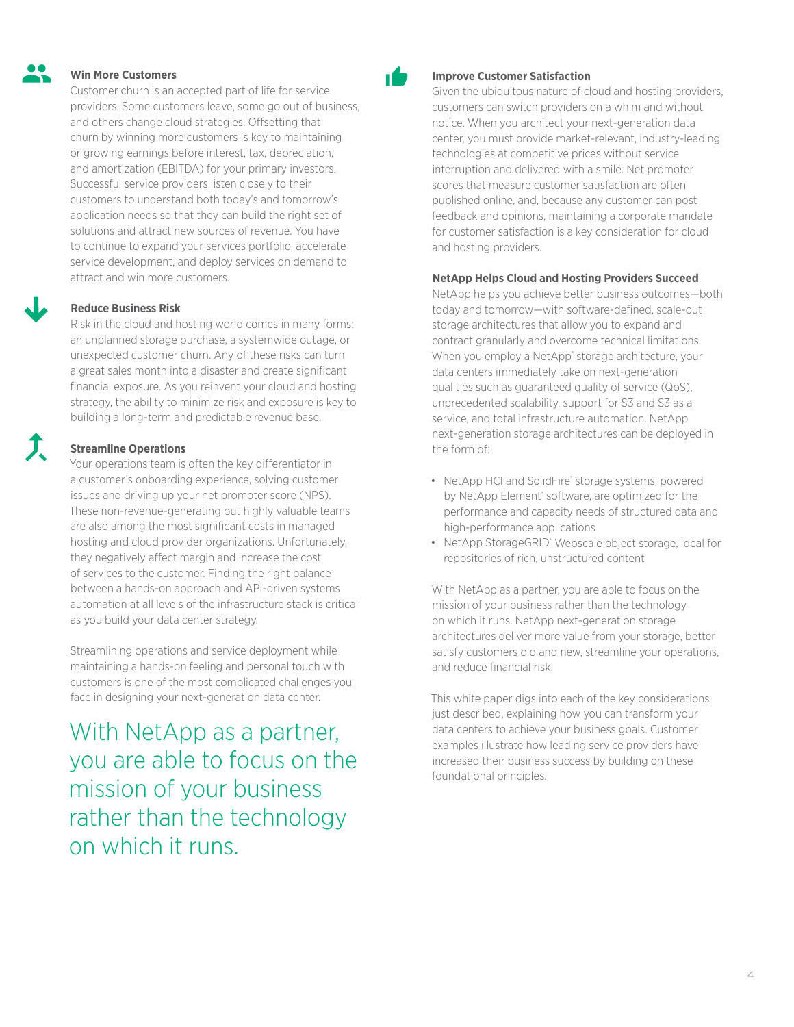### Win More Customers

Customer churn is an accepted part of life for service providers. Some customers leave, some go out of business, and others change cloud strategies. Offsetting that churn by winning more customers is key to maintaining or growing earnings before interest, tax, depreciation, and amortization (EBITDA) for your primary investors. Successful service providers listen closely to their customers to understand both today's and tomorrow's application needs so that they can build the right set of solutions and attract new sources of revenue. You have to continue to expand your services portfolio, accelerate service development, and deploy services on demand to attract and win more customers.

### Reduce Business Risk

Risk in the cloud and hosting world comes in many forms: an unplanned storage purchase, a systemwide outage, or unexpected customer churn. Any of these risks can turn a great sales month into a disaster and create significant financial exposure. As you reinvent your cloud and hosting strategy, the ability to minimize risk and exposure is key to building a long-term and predictable revenue base.

### Streamline Operations

Your operations team is often the key differentiator in a customer's onboarding experience, solving customer issues and driving up your net promoter score (NPS). These non-revenue-generating but highly valuable teams are also among the most significant costs in managed hosting and cloud provider organizations. Unfortunately, they negatively affect margin and increase the cost of services to the customer. Finding the right balance between a hands-on approach and API-driven systems automation at all levels of the infrastructure stack is critical as you build your data center strategy.

Streamlining operations and service deployment while maintaining a hands-on feeling and personal touch with customers is one of the most complicated challenges you face in designing your next-generation data center.

> With NetApp as a partner, you are able to focus on the mission of your business rather than the technology on which it runs.

### Improve Customer Satisfaction

Given the ubiquitous nature of cloud and hosting providers, customers can switch providers on a whim and without notice. When you architect your next-generation data center, you must provide market-relevant, industry-leading technologies at competitive prices without service interruption and delivered with a smile. Net promoter scores that measure customer satisfaction are often published online, and, because any customer can post feedback and opinions, maintaining a corporate mandate for customer satisfaction is a key consideration for cloud and hosting providers.

### NetApp Helps Cloud and Hosting Providers Succeed

NetApp helps you achieve better business outcomes—both today and tomorrow—with software-defined, scale-out storage architectures that allow you to expand and contract granularly and overcome technical limitations. When you employ a NetApp® storage architecture, your data centers immediately take on next-generation qualities such as guaranteed quality of service (QoS), unprecedented scalability, support for S3 and S3 as a service, and total infrastructure automation. NetApp next-generation storage architectures can be deployed in the form of:

- NetApp HCI and SolidFire® storage systems, powered by NetApp Element® software, are optimized for the performance and capacity needs of structured data and high-performance applications
- NetApp StorageGRID® Webscale object storage, ideal for repositories of rich, unstructured content

With NetApp as a partner, you are able to focus on the mission of your business rather than the technology on which it runs. NetApp next-generation storage architectures deliver more value from your storage, better satisfy customers old and new, streamline your operations, and reduce financial risk.

This white paper digs into each of the key considerations just described, explaining how you can transform your data centers to achieve your business goals. Customer examples illustrate how leading service providers have increased their business success by building on these foundational principles.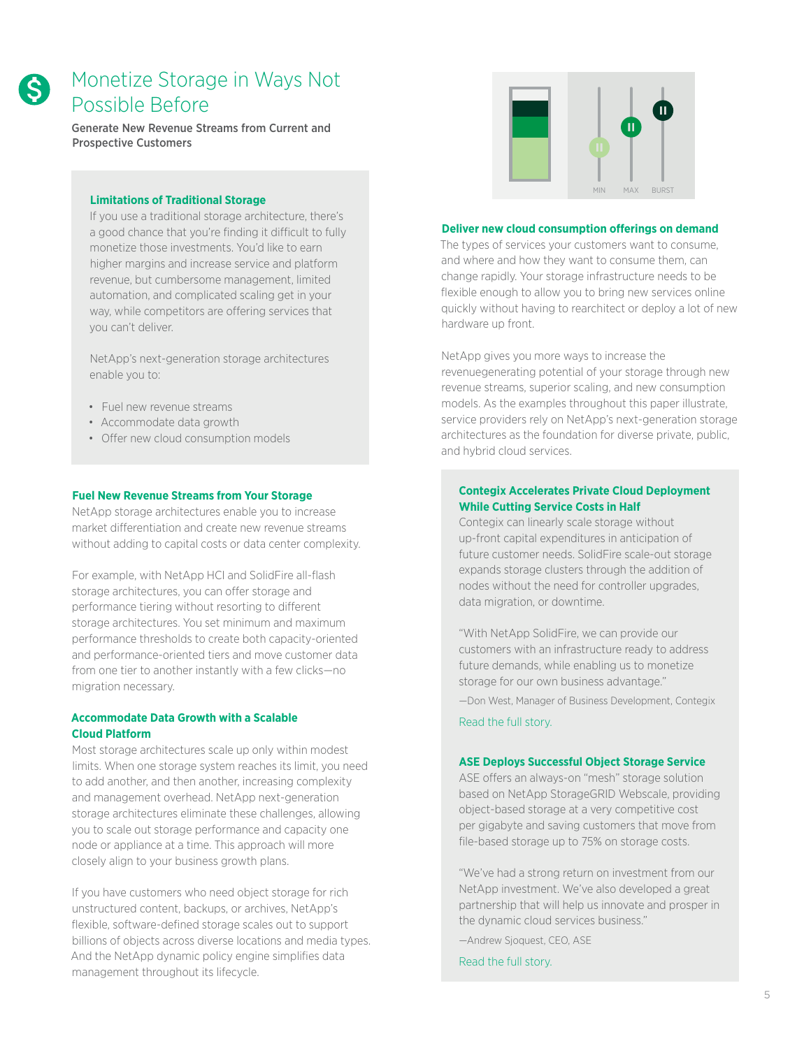# Monetize Storage in Ways Not Possible Before

**Generate New Revenue Streams from Current and Prospective Customers**

### Limitations of Traditional Storage

If you use a traditional storage architecture, there's a good chance that you're finding it difficult to fully monetize those investments. You'd like to earn higher margins and increase service and platform revenue, but cumbersome management, limited automation, and complicated scaling get in your way, while competitors are offering services that you can't deliver.

NetApp's next-generation storage architectures enable you to:

- Fuel new revenue streams
- Accommodate data growth
- Offer new cloud consumption models

### Fuel New Revenue Streams from Your Storage

NetApp storage architectures enable you to increase market differentiation and create new revenue streams without adding to capital costs or data center complexity.

For example, with NetApp HCI and SolidFire all-flash storage architectures, you can offer storage and performance tiering without resorting to different storage architectures. You set minimum and maximum performance thresholds to create both capacity-oriented and performance-oriented tiers and move customer data from one tier to another instantly with a few clicks—no migration necessary.

### Accommodate Data Growth with a Scalable Cloud Platform

Most storage architectures scale up only within modest limits. When one storage system reaches its limit, you need to add another, and then another, increasing complexity and management overhead. NetApp next-generation storage architectures eliminate these challenges, allowing you to scale out storage performance and capacity one node or appliance at a time. This approach will more closely align to your business growth plans.

If you have customers who need object storage for rich unstructured content, backups, or archives, NetApp's flexible, software-defined storage scales out to support billions of objects across diverse locations and media types. And the NetApp dynamic policy engine simplifies data management throughout its lifecycle.

### Deliver new cloud consumption offerings on demand

The types of services your customers want to consume, and where and how they want to consume them, can change rapidly. Your storage infrastructure needs to be flexible enough to allow you to bring new services online quickly without having to rearchitect or deploy a lot of new hardware up front.

NetApp gives you more ways to increase the revenuegenerating potential of your storage through new revenue streams, superior scaling, and new consumption models. As the examples throughout this paper illustrate, service providers rely on NetApp's next-generation storage architectures as the foundation for diverse private, public, and hybrid cloud services.

### Contegix Accelerates Private Cloud Deployment While Cutting Service Costs in Half

Contegix can linearly scale storage without up-front capital expenditures in anticipation of future customer needs. SolidFire scale-out storage expands storage clusters through the addition of nodes without the need for controller upgrades, data migration, or downtime.

"With NetApp SolidFire, we can provide our customers with an infrastructure ready to address future demands, while enabling us to monetize storage for our own business advantage."

—Don West, Manager of Business Development, Contegix

Read the full story.

### ASE Deploys Successful Object Storage Service

ASE offers an always-on "mesh" storage solution based on NetApp StorageGRID Webscale, providing object-based storage at a very competitive cost per gigabyte and saving customers that move from file-based storage up to 75% on storage costs.

"We've had a strong return on investment from our NetApp investment. We've also developed a great partnership that will help us innovate and prosper in the dynamic cloud services business."

—Andrew Sjoquest, CEO, ASE

Read the full story.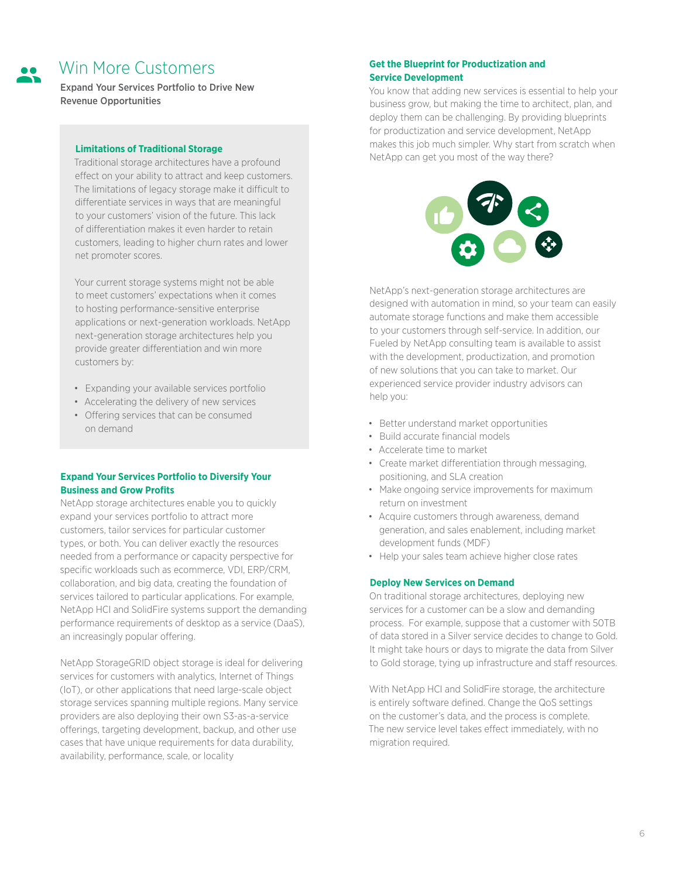# Win More Customers

**Expand Your Services Portfolio to Drive New Revenue Opportunities**

### Limitations of Traditional Storage

Traditional storage architectures have a profound effect on your ability to attract and keep customers. The limitations of legacy storage make it difficult to differentiate services in ways that are meaningful to your customers' vision of the future. This lack of differentiation makes it even harder to retain customers, leading to higher churn rates and lower net promoter scores.

Your current storage systems might not be able to meet customers' expectations when it comes to hosting performance-sensitive enterprise applications or next-generation workloads. NetApp next-generation storage architectures help you provide greater differentiation and win more customers by:

- Expanding your available services portfolio
- Accelerating the delivery of new services
- Offering services that can be consumed on demand

### Expand Your Services Portfolio to Diversify Your Business and Grow Profits

NetApp storage architectures enable you to quickly expand your services portfolio to attract more customers, tailor services for particular customer types, or both. You can deliver exactly the resources needed from a performance or capacity perspective for specific workloads such as ecommerce, VDI, ERP/CRM, collaboration, and big data, creating the foundation of services tailored to particular applications. For example, NetApp HCI and SolidFire systems support the demanding performance requirements of desktop as a service (DaaS), an increasingly popular offering.

NetApp StorageGRID object storage is ideal for delivering services for customers with analytics, Internet of Things (IoT), or other applications that need large-scale object storage services spanning multiple regions. Many service providers are also deploying their own S3-as-a-service offerings, targeting development, backup, and other use cases that have unique requirements for data durability, availability, performance, scale, or locality

### Get the Blueprint for Productization and Service Development

You know that adding new services is essential to help your business grow, but making the time to architect, plan, and deploy them can be challenging. By providing blueprints for productization and service development, NetApp makes this job much simpler. Why start from scratch when NetApp can get you most of the way there?

NetApp's next-generation storage architectures are designed with automation in mind, so your team can easily automate storage functions and make them accessible to your customers through self-service. In addition, our Fueled by NetApp consulting team is available to assist with the development, productization, and promotion of new solutions that you can take to market. Our experienced service provider industry advisors can help you:

- Better understand market opportunities
- Build accurate financial models
- Accelerate time to market
- Create market differentiation through messaging, positioning, and SLA creation
- Make ongoing service improvements for maximum return on investment
- Acquire customers through awareness, demand generation, and sales enablement, including market development funds (MDF)
- Help your sales team achieve higher close rates

### Deploy New Services on Demand

On traditional storage architectures, deploying new services for a customer can be a slow and demanding process. For example, suppose that a customer with 50TB of data stored in a Silver service decides to change to Gold. It might take hours or days to migrate the data from Silver to Gold storage, tying up infrastructure and staff resources.

With NetApp HCI and SolidFire storage, the architecture is entirely software defined. Change the QoS settings on the customer's data, and the process is complete. The new service level takes effect immediately, with no migration required.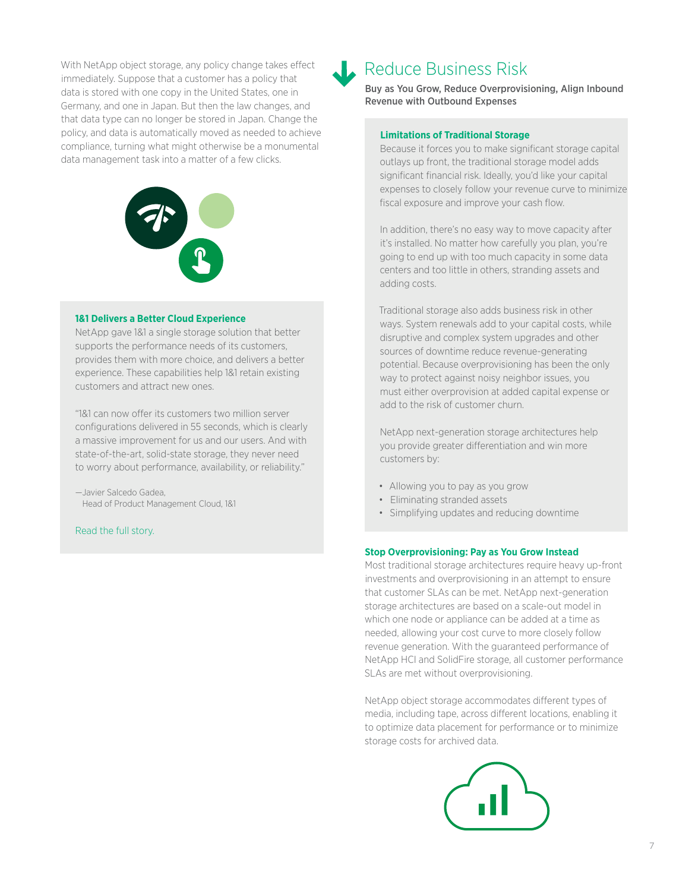With NetApp object storage, any policy change takes effect immediately. Suppose that a customer has a policy that data is stored with one copy in the United States, one in Germany, and one in Japan. But then the law changes, and that data type can no longer be stored in Japan. Change the policy, and data is automatically moved as needed to achieve compliance, turning what might otherwise be a monumental data management task into a matter of a few clicks.

### 1&1 Delivers a Better Cloud Experience

NetApp gave 1&1 a single storage solution that better supports the performance needs of its customers, provides them with more choice, and delivers a better experience. These capabilities help 1&1 retain existing customers and attract new ones.

"1&1 can now offer its customers two million server configurations delivered in 55 seconds, which is clearly a massive improvement for us and our users. And with state-of-the-art, solid-state storage, they never need to worry about performance, availability, or reliability."

—Javier Salcedo Gadea,
Head of Product Management Cloud, 1&1

Read the full story.

## Reduce Business Risk

**Buy as You Grow, Reduce Overprovisioning, Align Inbound Revenue with Outbound Expenses**

### Limitations of Traditional Storage

Because it forces you to make significant storage capital outlays up front, the traditional storage model adds significant financial risk. Ideally, you'd like your capital expenses to closely follow your revenue curve to minimize fiscal exposure and improve your cash flow.

In addition, there's no easy way to move capacity after it's installed. No matter how carefully you plan, you're going to end up with too much capacity in some data centers and too little in others, stranding assets and adding costs.

Traditional storage also adds business risk in other ways. System renewals add to your capital costs, while disruptive and complex system upgrades and other sources of downtime reduce revenue-generating potential. Because overprovisioning has been the only way to protect against noisy neighbor issues, you must either overprovision at added capital expense or add to the risk of customer churn.

NetApp next-generation storage architectures help you provide greater differentiation and win more customers by:

- Allowing you to pay as you grow
- Eliminating stranded assets
- Simplifying updates and reducing downtime

### Stop Overprovisioning: Pay as You Grow Instead

Most traditional storage architectures require heavy up-front investments and overprovisioning in an attempt to ensure that customer SLAs can be met. NetApp next-generation storage architectures are based on a scale-out model in which one node or appliance can be added at a time as needed, allowing your cost curve to more closely follow revenue generation. With the guaranteed performance of NetApp HCI and SolidFire storage, all customer performance SLAs are met without overprovisioning.

NetApp object storage accommodates different types of media, including tape, across different locations, enabling it to optimize data placement for performance or to minimize storage costs for archived data.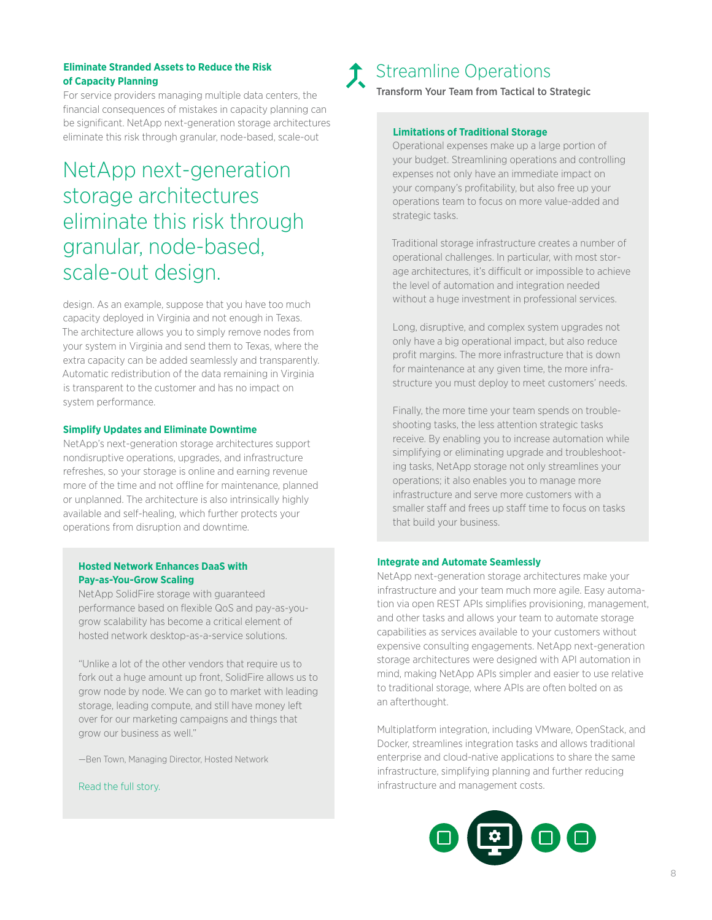### Eliminate Stranded Assets to Reduce the Risk of Capacity Planning

For service providers managing multiple data centers, the financial consequences of mistakes in capacity planning can be significant. NetApp next-generation storage architectures eliminate this risk through granular, node-based, scale-out design. As an example, suppose that you have too much capacity deployed in Virginia and not enough in Texas. The architecture allows you to simply remove nodes from your system in Virginia and send them to Texas, where the extra capacity can be added seamlessly and transparently. Automatic redistribution of the data remaining in Virginia is transparent to the customer and has no impact on system performance.

> NetApp next-generation storage architectures eliminate this risk through granular, node-based, scale-out design.

### Simplify Updates and Eliminate Downtime

NetApp's next-generation storage architectures support nondisruptive operations, upgrades, and infrastructure refreshes, so your storage is online and earning revenue more of the time and not offline for maintenance, planned or unplanned. The architecture is also intrinsically highly available and self-healing, which further protects your operations from disruption and downtime.

### Hosted Network Enhances DaaS with Pay-as-You-Grow Scaling

NetApp SolidFire storage with guaranteed performance based on flexible QoS and pay-as-you-grow scalability has become a critical element of hosted network desktop-as-a-service solutions.

"Unlike a lot of the other vendors that require us to fork out a huge amount up front, SolidFire allows us to grow node by node. We can go to market with leading storage, leading compute, and still have money left over for our marketing campaigns and things that grow our business as well."

—Ben Town, Managing Director, Hosted Network

Read the full story.

## Streamline Operations

**Transform Your Team from Tactical to Strategic**

### Limitations of Traditional Storage

Operational expenses make up a large portion of your budget. Streamlining operations and controlling expenses not only have an immediate impact on your company's profitability, but also free up your operations team to focus on more value-added and strategic tasks.

Traditional storage infrastructure creates a number of operational challenges. In particular, with most storage architectures, it's difficult or impossible to achieve the level of automation and integration needed without a huge investment in professional services.

Long, disruptive, and complex system upgrades not only have a big operational impact, but also reduce profit margins. The more infrastructure that is down for maintenance at any given time, the more infrastructure you must deploy to meet customers' needs.

Finally, the more time your team spends on troubleshooting tasks, the less attention strategic tasks receive. By enabling you to increase automation while simplifying or eliminating upgrade and troubleshooting tasks, NetApp storage not only streamlines your operations; it also enables you to manage more infrastructure and serve more customers with a smaller staff and frees up staff time to focus on tasks that build your business.

### Integrate and Automate Seamlessly

NetApp next-generation storage architectures make your infrastructure and your team much more agile. Easy automation via open REST APIs simplifies provisioning, management, and other tasks and allows your team to automate storage capabilities as services available to your customers without expensive consulting engagements. NetApp next-generation storage architectures were designed with API automation in mind, making NetApp APIs simpler and easier to use relative to traditional storage, where APIs are often bolted on as an afterthought.

Multiplatform integration, including VMware, OpenStack, and Docker, streamlines integration tasks and allows traditional enterprise and cloud-native applications to share the same infrastructure, simplifying planning and further reducing infrastructure and management costs.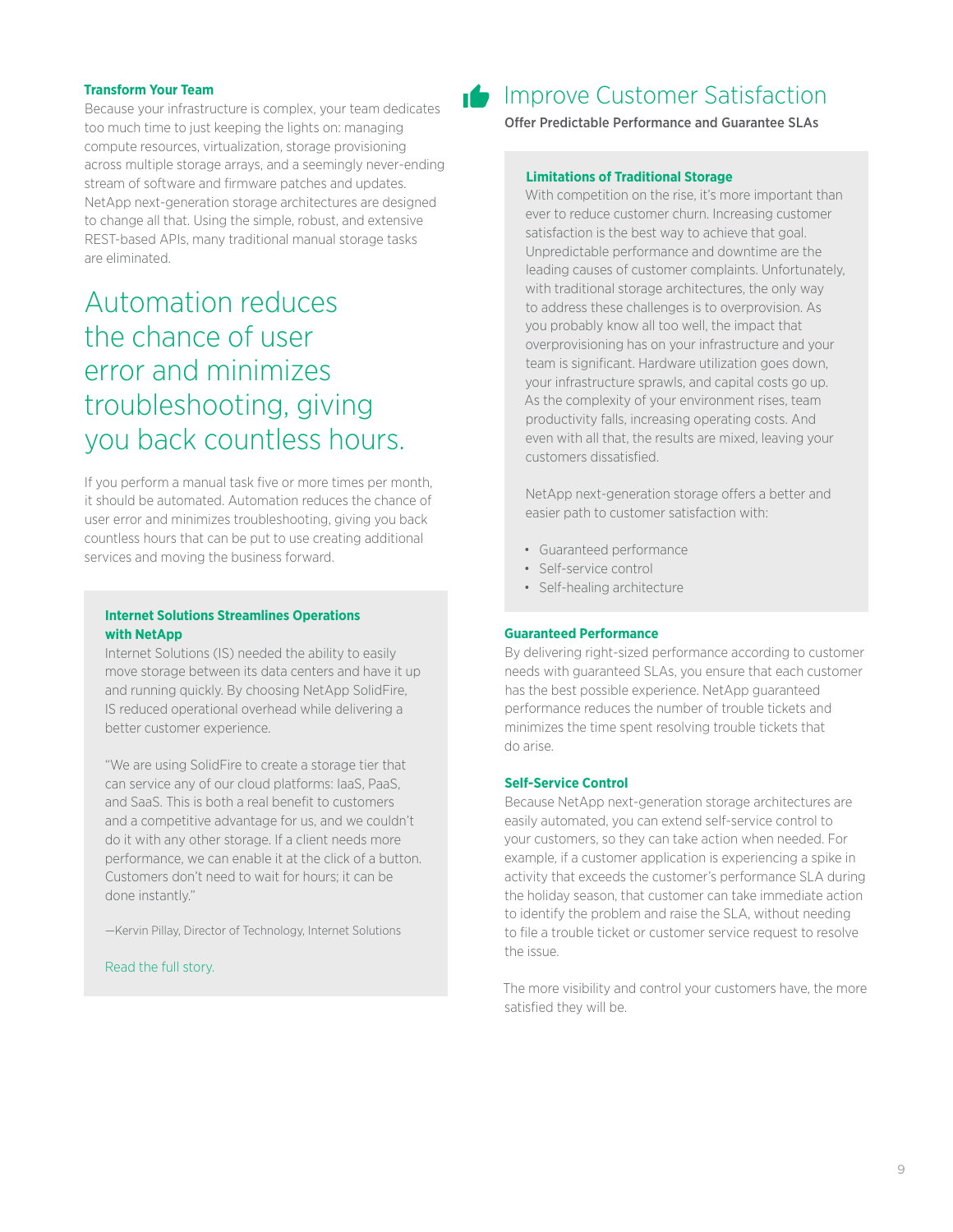### Transform Your Team

Because your infrastructure is complex, your team dedicates too much time to just keeping the lights on: managing compute resources, virtualization, storage provisioning across multiple storage arrays, and a seemingly never-ending stream of software and firmware patches and updates. NetApp next-generation storage architectures are designed to change all that. Using the simple, robust, and extensive REST-based APIs, many traditional manual storage tasks are eliminated.

> Automation reduces the chance of user error and minimizes troubleshooting, giving you back countless hours.

If you perform a manual task five or more times per month, it should be automated. Automation reduces the chance of user error and minimizes troubleshooting, giving you back countless hours that can be put to use creating additional services and moving the business forward.

#### Internet Solutions Streamlines Operations with NetApp

Internet Solutions (IS) needed the ability to easily move storage between its data centers and have it up and running quickly. By choosing NetApp SolidFire, IS reduced operational overhead while delivering a better customer experience.

"We are using SolidFire to create a storage tier that can service any of our cloud platforms: IaaS, PaaS, and SaaS. This is both a real benefit to customers and a competitive advantage for us, and we couldn't do it with any other storage. If a client needs more performance, we can enable it at the click of a button. Customers don't need to wait for hours; it can be done instantly."

—Kervin Pillay, Director of Technology, Internet Solutions

Read the full story.

## Improve Customer Satisfaction

**Offer Predictable Performance and Guarantee SLAs**

#### Limitations of Traditional Storage

With competition on the rise, it's more important than ever to reduce customer churn. Increasing customer satisfaction is the best way to achieve that goal. Unpredictable performance and downtime are the leading causes of customer complaints. Unfortunately, with traditional storage architectures, the only way to address these challenges is to overprovision. As you probably know all too well, the impact that overprovisioning has on your infrastructure and your team is significant. Hardware utilization goes down, your infrastructure sprawls, and capital costs go up. As the complexity of your environment rises, team productivity falls, increasing operating costs. And even with all that, the results are mixed, leaving your customers dissatisfied.

NetApp next-generation storage offers a better and easier path to customer satisfaction with:

- Guaranteed performance
- Self-service control
- Self-healing architecture

### Guaranteed Performance

By delivering right-sized performance according to customer needs with guaranteed SLAs, you ensure that each customer has the best possible experience. NetApp guaranteed performance reduces the number of trouble tickets and minimizes the time spent resolving trouble tickets that do arise.

### Self-Service Control

Because NetApp next-generation storage architectures are easily automated, you can extend self-service control to your customers, so they can take action when needed. For example, if a customer application is experiencing a spike in activity that exceeds the customer's performance SLA during the holiday season, that customer can take immediate action to identify the problem and raise the SLA, without needing to file a trouble ticket or customer service request to resolve the issue.

The more visibility and control your customers have, the more satisfied they will be.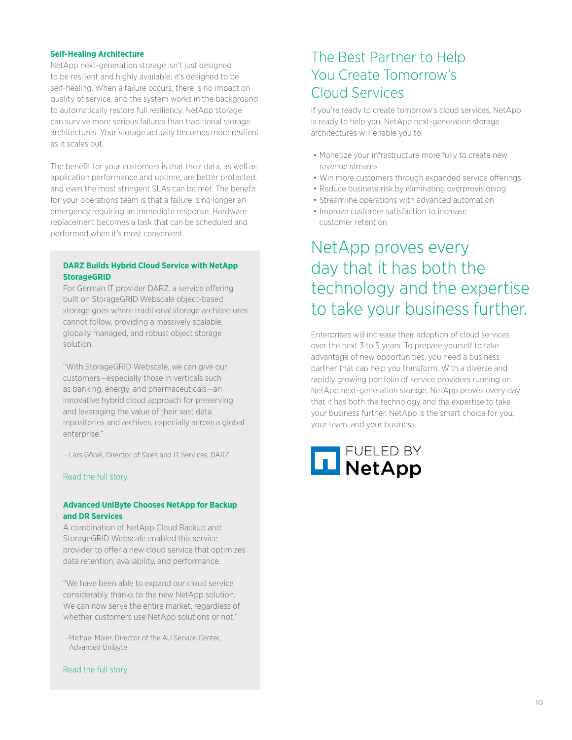### Self-Healing Architecture

NetApp next-generation storage isn't just designed to be resilient and highly available; it's designed to be self-healing. When a failure occurs, there is no impact on quality of service, and the system works in the background to automatically restore full resiliency. NetApp storage can survive more serious failures than traditional storage architectures. Your storage actually becomes more resilient as it scales out.

The benefit for your customers is that their data, as well as application performance and uptime, are better protected, and even the most stringent SLAs can be met. The benefit for your operations team is that a failure is no longer an emergency requiring an immediate response. Hardware replacement becomes a task that can be scheduled and performed when it's most convenient.

### DARZ Builds Hybrid Cloud Service with NetApp StorageGRID

For German IT provider DARZ, a service offering built on StorageGRID Webscale object-based storage goes where traditional storage architectures cannot follow, providing a massively scalable, globally managed, and robust object storage solution.

"With StorageGRID Webscale, we can give our customers—especially those in verticals such as banking, energy, and pharmaceuticals—an innovative hybrid cloud approach for preserving and leveraging the value of their vast data repositories and archives, especially across a global enterprise."

—Lars Göbel, Director of Sales and IT Services, DARZ

Read the full story.

### Advanced UniByte Chooses NetApp for Backup and DR Services

A combination of NetApp Cloud Backup and StorageGRID Webscale enabled this service provider to offer a new cloud service that optimizes data retention, availability, and performance.

"We have been able to expand our cloud service considerably thanks to the new NetApp solution. We can now serve the entire market, regardless of whether customers use NetApp solutions or not."

—Michael Maier, Director of the AU Service Center, Advanced Unibyte

Read the full story.

## The Best Partner to Help You Create Tomorrow's Cloud Services

If you're ready to create tomorrow's cloud services, NetApp is ready to help you. NetApp next-generation storage architectures will enable you to:

- Monetize your infrastructure more fully to create new revenue streams
- Win more customers through expanded service offerings
- Reduce business risk by eliminating overprovisioning
- Streamline operations with advanced automation
- Improve customer satisfaction to increase customer retention

## NetApp proves every day that it has both the technology and the expertise to take your business further.

Enterprises will increase their adoption of cloud services over the next 3 to 5 years. To prepare yourself to take advantage of new opportunities, you need a business partner that can help you transform. With a diverse and rapidly growing portfolio of service providers running on NetApp next-generation storage, NetApp proves every day that it has both the technology and the expertise to take your business further. NetApp is the smart choice for you, your team, and your business.

FUELED BY NetApp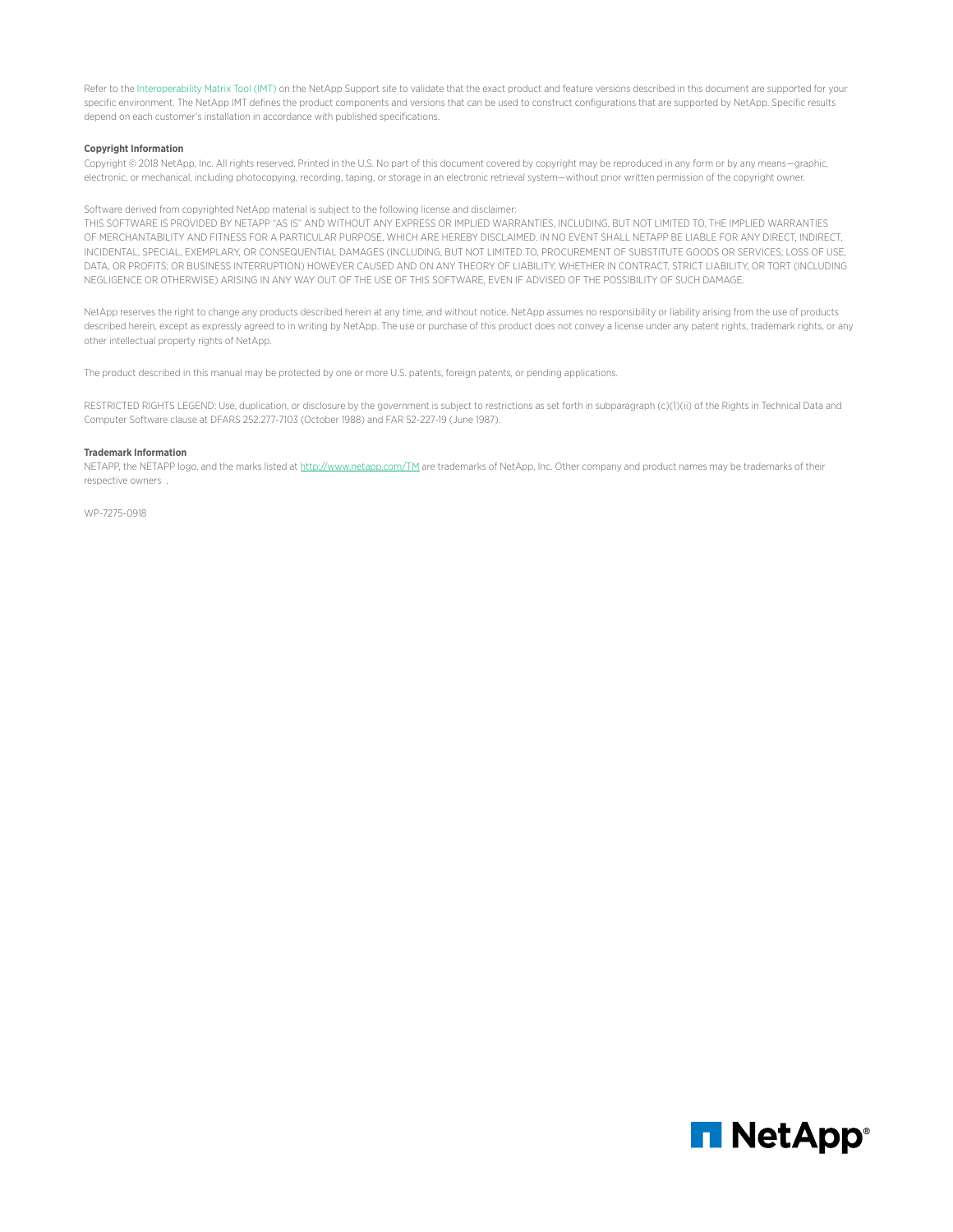Refer to the Interoperability Matrix Tool (IMT) on the NetApp Support site to validate that the exact product and feature versions described in this document are supported for your specific environment. The NetApp IMT defines the product components and versions that can be used to construct configurations that are supported by NetApp. Specific results depend on each customer's installation in accordance with published specifications.

**Copyright Information**

Copyright © 2018 NetApp, Inc. All rights reserved. Printed in the U.S. No part of this document covered by copyright may be reproduced in any form or by any means—graphic, electronic, or mechanical, including photocopying, recording, taping, or storage in an electronic retrieval system—without prior written permission of the copyright owner.

Software derived from copyrighted NetApp material is subject to the following license and disclaimer:
THIS SOFTWARE IS PROVIDED BY NETAPP "AS IS" AND WITHOUT ANY EXPRESS OR IMPLIED WARRANTIES, INCLUDING, BUT NOT LIMITED TO, THE IMPLIED WARRANTIES OF MERCHANTABILITY AND FITNESS FOR A PARTICULAR PURPOSE, WHICH ARE HEREBY DISCLAIMED. IN NO EVENT SHALL NETAPP BE LIABLE FOR ANY DIRECT, INDIRECT, INCIDENTAL, SPECIAL, EXEMPLARY, OR CONSEQUENTIAL DAMAGES (INCLUDING, BUT NOT LIMITED TO, PROCUREMENT OF SUBSTITUTE GOODS OR SERVICES; LOSS OF USE, DATA, OR PROFITS; OR BUSINESS INTERRUPTION) HOWEVER CAUSED AND ON ANY THEORY OF LIABILITY, WHETHER IN CONTRACT, STRICT LIABILITY, OR TORT (INCLUDING NEGLIGENCE OR OTHERWISE) ARISING IN ANY WAY OUT OF THE USE OF THIS SOFTWARE, EVEN IF ADVISED OF THE POSSIBILITY OF SUCH DAMAGE.

NetApp reserves the right to change any products described herein at any time, and without notice. NetApp assumes no responsibility or liability arising from the use of products described herein, except as expressly agreed to in writing by NetApp. The use or purchase of this product does not convey a license under any patent rights, trademark rights, or any other intellectual property rights of NetApp.

The product described in this manual may be protected by one or more U.S. patents, foreign patents, or pending applications.

RESTRICTED RIGHTS LEGEND: Use, duplication, or disclosure by the government is subject to restrictions as set forth in subparagraph (c)(1)(ii) of the Rights in Technical Data and Computer Software clause at DFARS 252.277-7103 (October 1988) and FAR 52-227-19 (June 1987).

**Trademark Information**

NETAPP, the NETAPP logo, and the marks listed at http://www.netapp.com/TM are trademarks of NetApp, Inc. Other company and product names may be trademarks of their respective owners .

WP-7275-0918

NetApp®